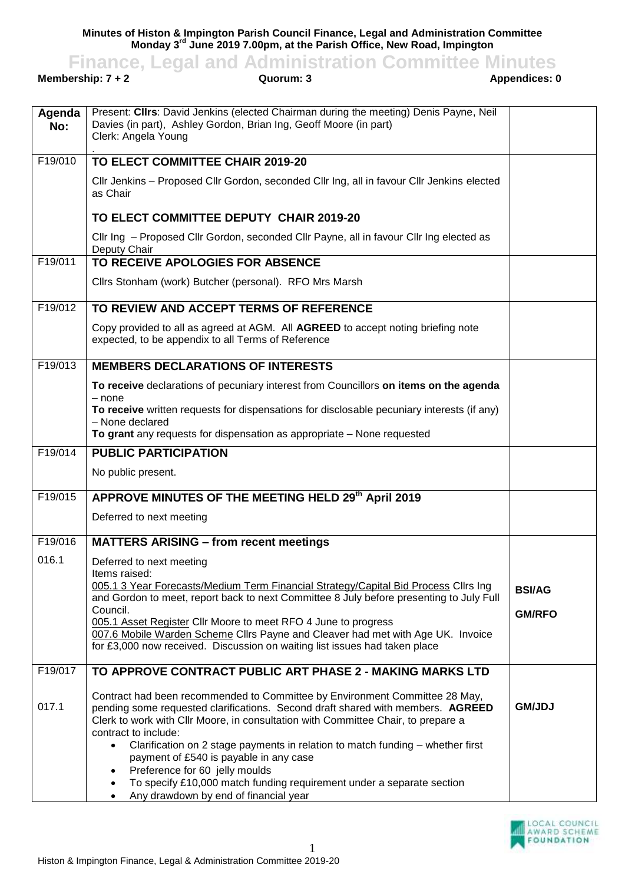**Minutes of Histon & Impington Parish Council Finance, Legal and Administration Committee**
**Monday 3rd June 2019 7.00pm, at the Parish Office, New Road, Impington**

# Finance, Legal and Administration Committee Minutes

**Membership: 7 + 2** **Quorum: 3** **Appendices: 0**

| Agenda No: | Present: **Cllrs**: David Jenkins (elected Chairman during the meeting) Denis Payne, Neil Davies (in part), Ashley Gordon, Brian Ing, Geoff Moore (in part)<br>Clerk: Angela Young<br>. | |
|---|---|---|
| F19/010 | **TO ELECT COMMITTEE CHAIR 2019-20**<br><br>Cllr Jenkins – Proposed Cllr Gordon, seconded Cllr Ing, all in favour Cllr Jenkins elected as Chair<br><br>**TO ELECT COMMITTEE DEPUTY CHAIR 2019-20**<br><br>Cllr Ing – Proposed Cllr Gordon, seconded Cllr Payne, all in favour Cllr Ing elected as Deputy Chair | |
| F19/011 | **TO RECEIVE APOLOGIES FOR ABSENCE**<br><br>Cllrs Stonham (work) Butcher (personal). RFO Mrs Marsh | |
| F19/012 | **TO REVIEW AND ACCEPT TERMS OF REFERENCE**<br><br>Copy provided to all as agreed at AGM. All **AGREED** to accept noting briefing note expected, to be appendix to all Terms of Reference | |
| F19/013 | **MEMBERS DECLARATIONS OF INTERESTS**<br><br>**To receive** declarations of pecuniary interest from Councillors **on items on the agenda** – none<br>**To receive** written requests for dispensations for disclosable pecuniary interests (if any) – None declared<br>**To grant** any requests for dispensation as appropriate – None requested | |
| F19/014 | **PUBLIC PARTICIPATION**<br><br>No public present. | |
| F19/015 | **APPROVE MINUTES OF THE MEETING HELD 29th April 2019**<br><br>Deferred to next meeting | |
| F19/016<br><br>016.1 | **MATTERS ARISING – from recent meetings**<br><br>Deferred to next meeting<br>Items raised:<br>005.1 3 Year Forecasts/Medium Term Financial Strategy/Capital Bid Process Cllrs Ing and Gordon to meet, report back to next Committee 8 July before presenting to July Full Council.<br>005.1 Asset Register Cllr Moore to meet RFO 4 June to progress<br>007.6 Mobile Warden Scheme Cllrs Payne and Cleaver had met with Age UK. Invoice for £3,000 now received. Discussion on waiting list issues had taken place | **BSI/AG**<br><br>**GM/RFO** |
| F19/017<br><br>017.1 | **TO APPROVE CONTRACT PUBLIC ART PHASE 2 - MAKING MARKS LTD**<br><br>Contract had been recommended to Committee by Environment Committee 28 May, pending some requested clarifications. Second draft shared with members. **AGREED** Clerk to work with Cllr Moore, in consultation with Committee Chair, to prepare a contract to include:<br>• Clarification on 2 stage payments in relation to match funding – whether first payment of £540 is payable in any case<br>• Preference for 60 jelly moulds<br>• To specify £10,000 match funding requirement under a separate section<br>• Any drawdown by end of financial year | **GM/JDJ** |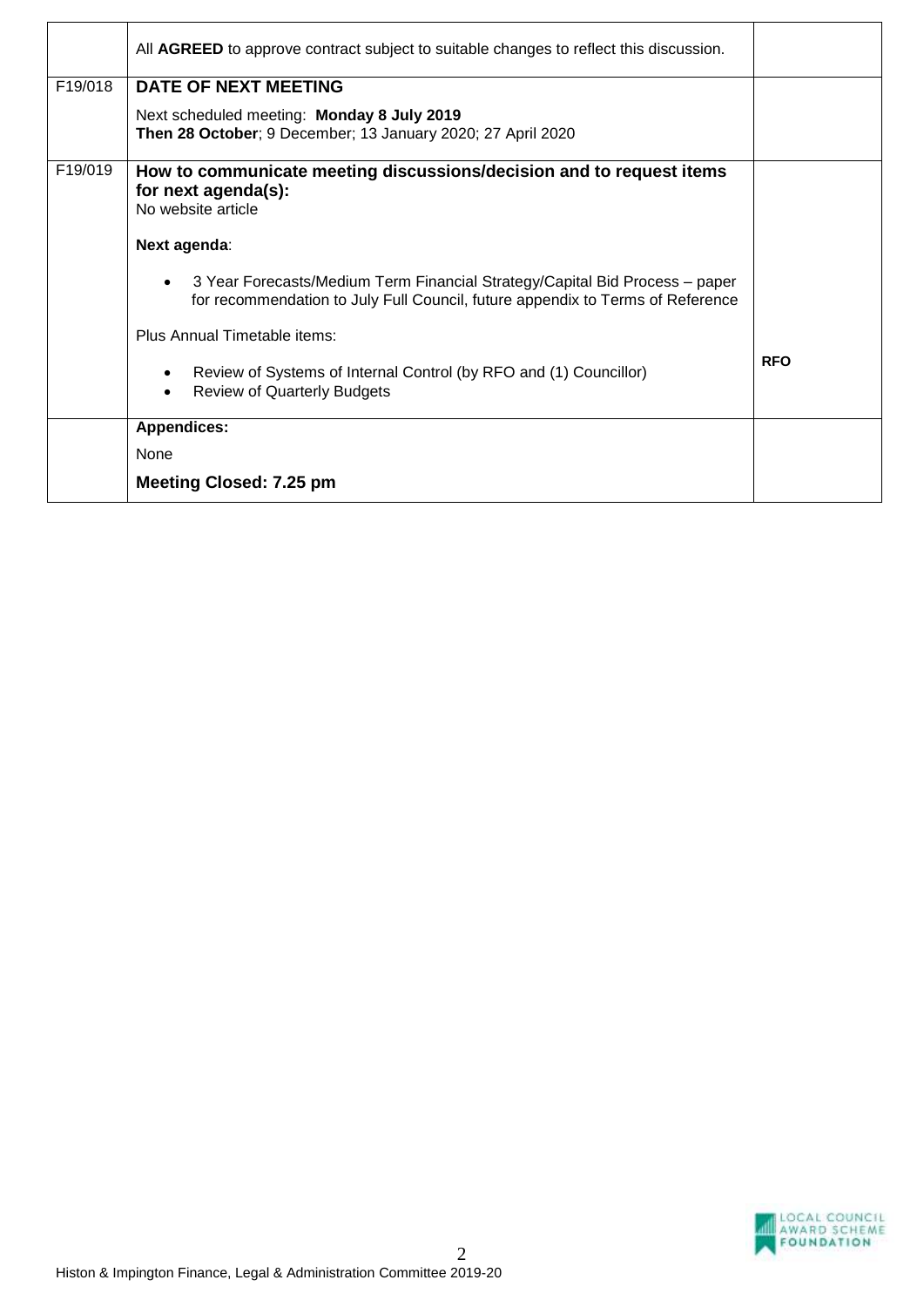| | | |
|---|---|---|
| | All **AGREED** to approve contract subject to suitable changes to reflect this discussion. | |
| F19/018 | **DATE OF NEXT MEETING**<br><br>Next scheduled meeting: **Monday 8 July 2019**<br>**Then 28 October**; 9 December; 13 January 2020; 27 April 2020 | |
| F19/019 | **How to communicate meeting discussions/decision and to request items for next agenda(s):**<br>No website article<br><br>**Next agenda**:<br><br>• 3 Year Forecasts/Medium Term Financial Strategy/Capital Bid Process – paper for recommendation to July Full Council, future appendix to Terms of Reference<br><br>Plus Annual Timetable items:<br><br>• Review of Systems of Internal Control (by RFO and (1) Councillor)<br>• Review of Quarterly Budgets | **RFO** |
| | **Appendices:**<br><br>None<br><br>**Meeting Closed: 7.25 pm** | |